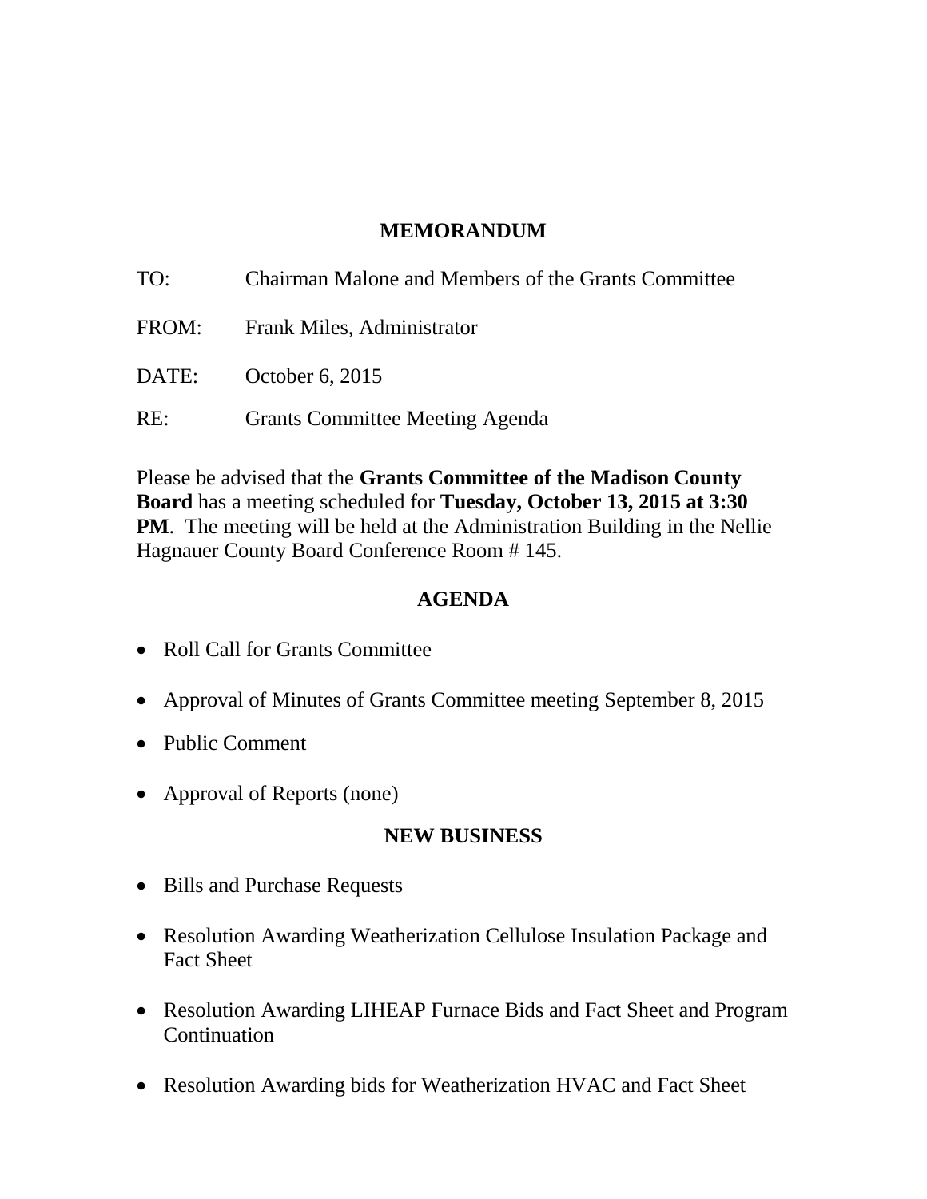# MEMORANDUM

TO: Chairman Malone and Members of the Grants Committee

FROM: Frank Miles, Administrator

DATE: October 6, 2015

RE: Grants Committee Meeting Agenda

Please be advised that the **Grants Committee of the Madison County Board** has a meeting scheduled for **Tuesday, October 13, 2015 at 3:30 PM**. The meeting will be held at the Administration Building in the Nellie Hagnauer County Board Conference Room # 145.

## AGENDA

- Roll Call for Grants Committee
- Approval of Minutes of Grants Committee meeting September 8, 2015
- Public Comment
- Approval of Reports (none)

## NEW BUSINESS

- Bills and Purchase Requests
- Resolution Awarding Weatherization Cellulose Insulation Package and Fact Sheet
- Resolution Awarding LIHEAP Furnace Bids and Fact Sheet and Program Continuation
- Resolution Awarding bids for Weatherization HVAC and Fact Sheet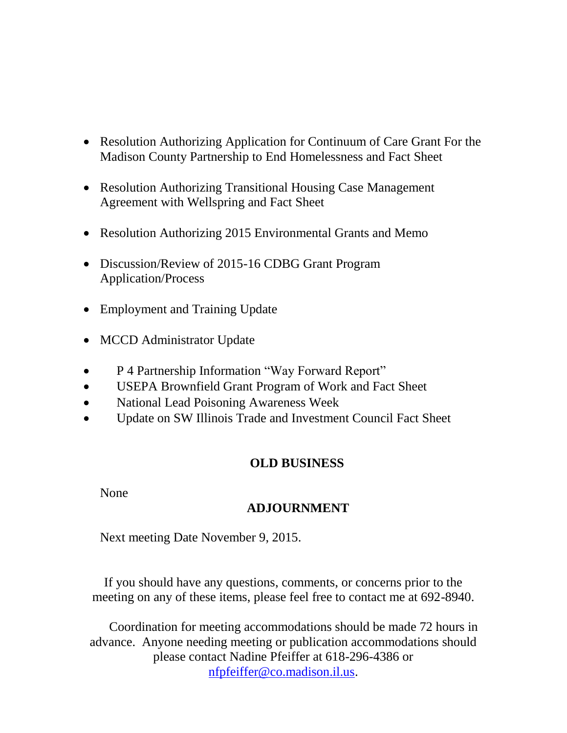- Resolution Authorizing Application for Continuum of Care Grant For the Madison County Partnership to End Homelessness and Fact Sheet

- Resolution Authorizing Transitional Housing Case Management Agreement with Wellspring and Fact Sheet

- Resolution Authorizing 2015 Environmental Grants and Memo

- Discussion/Review of 2015-16 CDBG Grant Program Application/Process

- Employment and Training Update

- MCCD Administrator Update

- P 4 Partnership Information "Way Forward Report"
- USEPA Brownfield Grant Program of Work and Fact Sheet
- National Lead Poisoning Awareness Week
- Update on SW Illinois Trade and Investment Council Fact Sheet

**OLD BUSINESS**

None

**ADJOURNMENT**

Next meeting Date November 9, 2015.

If you should have any questions, comments, or concerns prior to the meeting on any of these items, please feel free to contact me at 692-8940.

Coordination for meeting accommodations should be made 72 hours in advance. Anyone needing meeting or publication accommodations should please contact Nadine Pfeiffer at 618-296-4386 or nfpfeiffer@co.madison.il.us.